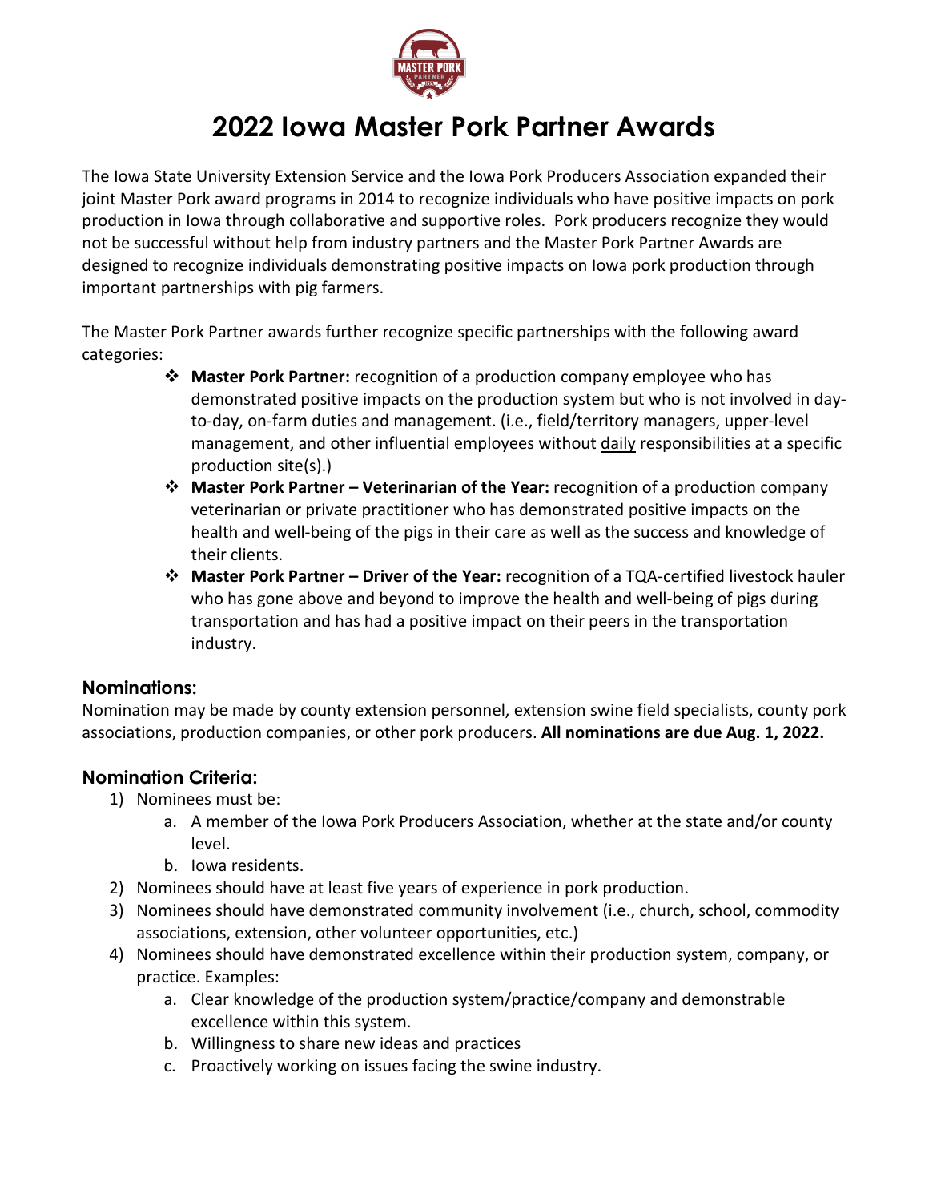# 2022 Iowa Master Pork Partner Awards

The Iowa State University Extension Service and the Iowa Pork Producers Association expanded their joint Master Pork award programs in 2014 to recognize individuals who have positive impacts on pork production in Iowa through collaborative and supportive roles. Pork producers recognize they would not be successful without help from industry partners and the Master Pork Partner Awards are designed to recognize individuals demonstrating positive impacts on Iowa pork production through important partnerships with pig farmers.

The Master Pork Partner awards further recognize specific partnerships with the following award categories:

- **Master Pork Partner:** recognition of a production company employee who has demonstrated positive impacts on the production system but who is not involved in day-to-day, on-farm duties and management. (i.e., field/territory managers, upper-level management, and other influential employees without daily responsibilities at a specific production site(s).)
- **Master Pork Partner – Veterinarian of the Year:** recognition of a production company veterinarian or private practitioner who has demonstrated positive impacts on the health and well-being of the pigs in their care as well as the success and knowledge of their clients.
- **Master Pork Partner – Driver of the Year:** recognition of a TQA-certified livestock hauler who has gone above and beyond to improve the health and well-being of pigs during transportation and has had a positive impact on their peers in the transportation industry.

## Nominations:

Nomination may be made by county extension personnel, extension swine field specialists, county pork associations, production companies, or other pork producers. **All nominations are due Aug. 1, 2022.**

## Nomination Criteria:

1) Nominees must be:
    a. A member of the Iowa Pork Producers Association, whether at the state and/or county level.
    b. Iowa residents.
2) Nominees should have at least five years of experience in pork production.
3) Nominees should have demonstrated community involvement (i.e., church, school, commodity associations, extension, other volunteer opportunities, etc.)
4) Nominees should have demonstrated excellence within their production system, company, or practice. Examples:
    a. Clear knowledge of the production system/practice/company and demonstrable excellence within this system.
    b. Willingness to share new ideas and practices
    c. Proactively working on issues facing the swine industry.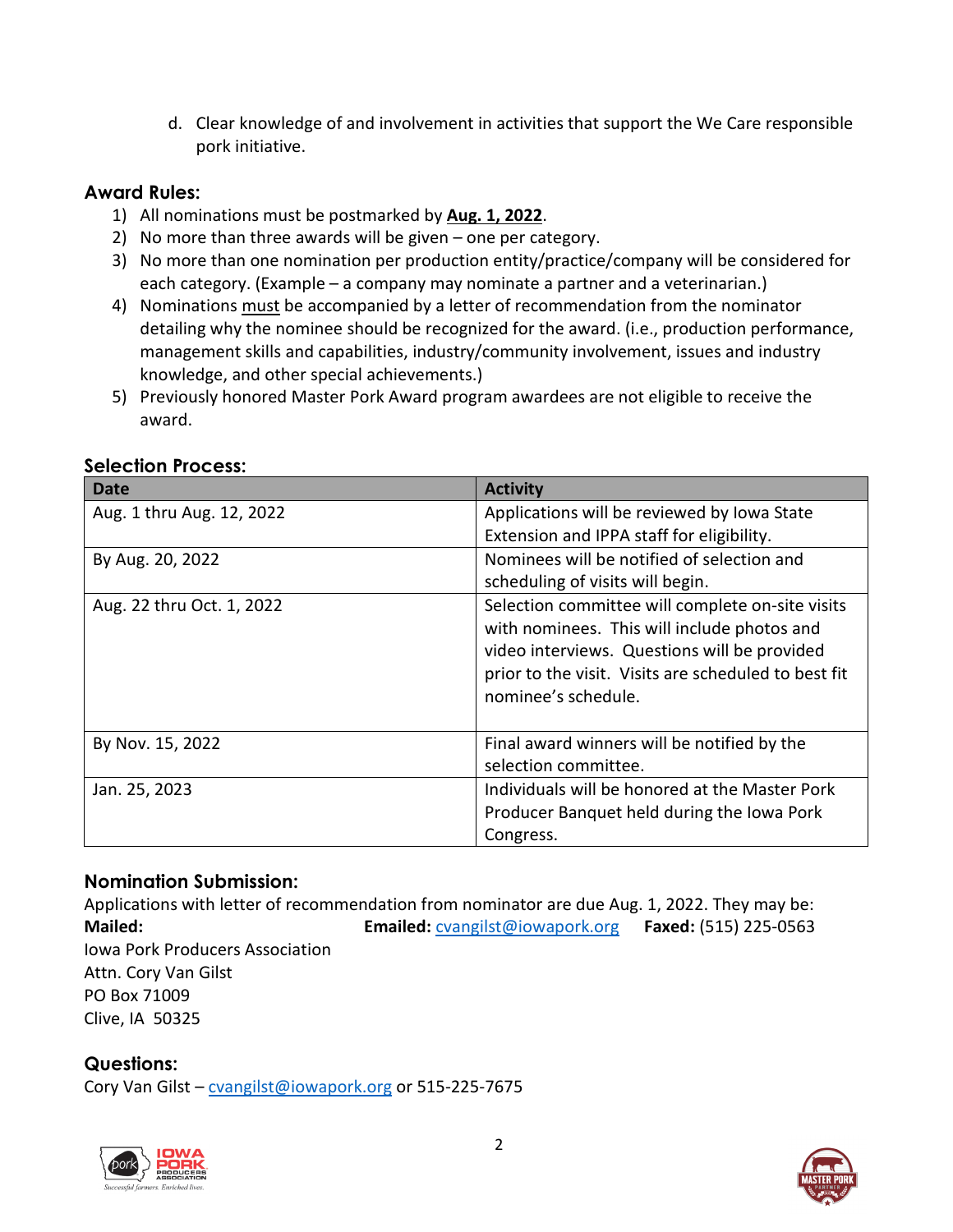d. Clear knowledge of and involvement in activities that support the We Care responsible pork initiative.

### Award Rules:

1) All nominations must be postmarked by **Aug. 1, 2022**.
2) No more than three awards will be given – one per category.
3) No more than one nomination per production entity/practice/company will be considered for each category. (Example – a company may nominate a partner and a veterinarian.)
4) Nominations must be accompanied by a letter of recommendation from the nominator detailing why the nominee should be recognized for the award. (i.e., production performance, management skills and capabilities, industry/community involvement, issues and industry knowledge, and other special achievements.)
5) Previously honored Master Pork Award program awardees are not eligible to receive the award.

### Selection Process:

| Date | Activity |
|---|---|
| Aug. 1 thru Aug. 12, 2022 | Applications will be reviewed by Iowa State Extension and IPPA staff for eligibility. |
| By Aug. 20, 2022 | Nominees will be notified of selection and scheduling of visits will begin. |
| Aug. 22 thru Oct. 1, 2022 | Selection committee will complete on-site visits with nominees. This will include photos and video interviews. Questions will be provided prior to the visit. Visits are scheduled to best fit nominee's schedule. |
| By Nov. 15, 2022 | Final award winners will be notified by the selection committee. |
| Jan. 25, 2023 | Individuals will be honored at the Master Pork Producer Banquet held during the Iowa Pork Congress. |

### Nomination Submission:

Applications with letter of recommendation from nominator are due Aug. 1, 2022. They may be:

**Mailed:**
Iowa Pork Producers Association
Attn. Cory Van Gilst
PO Box 71009
Clive, IA 50325

**Emailed:** cvangilst@iowapork.org

**Faxed:** (515) 225-0563

### Questions:

Cory Van Gilst – cvangilst@iowapork.org or 515-225-7675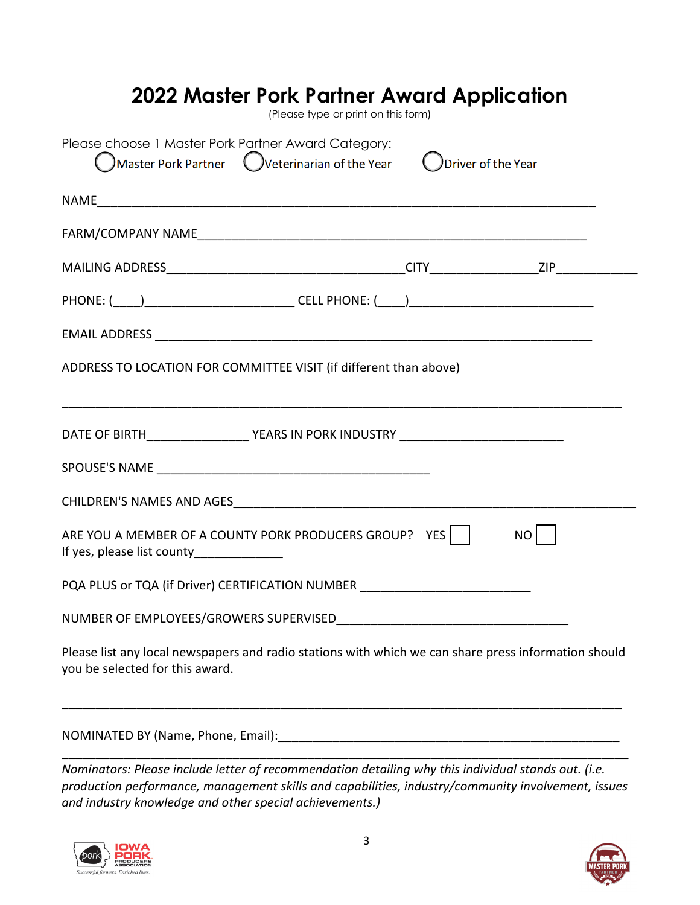# 2022 Master Pork Partner Award Application

(Please type or print on this form)

Please choose 1 Master Pork Partner Award Category:

◯ Master Pork Partner ◯ Veterinarian of the Year ◯ Driver of the Year

NAME_______________________________________________________________________

FARM/COMPANY NAME___________________________________________________________

MAILING ADDRESS___________________________________CITY_______________ZIP___________

PHONE: (____)_____________________ CELL PHONE: (____)__________________________

EMAIL ADDRESS ______________________________________________________________

ADDRESS TO LOCATION FOR COMMITTEE VISIT (if different than above)

_____________________________________________________________________________

DATE OF BIRTH_______________ YEARS IN PORK INDUSTRY ______________________

SPOUSE'S NAME ________________________________________

CHILDREN'S NAMES AND AGES__________________________________________________________

ARE YOU A MEMBER OF A COUNTY PORK PRODUCERS GROUP? YES ☐ NO ☐

If yes, please list county_____________

PQA PLUS or TQA (if Driver) CERTIFICATION NUMBER ________________________

NUMBER OF EMPLOYEES/GROWERS SUPERVISED__________________________________

Please list any local newspapers and radio stations with which we can share press information should you be selected for this award.

_____________________________________________________________________________

NOMINATED BY (Name, Phone, Email):___________________________________________________

_____________________________________________________________________________

*Nominators: Please include letter of recommendation detailing why this individual stands out. (i.e. production performance, management skills and capabilities, industry/community involvement, issues and industry knowledge and other special achievements.)*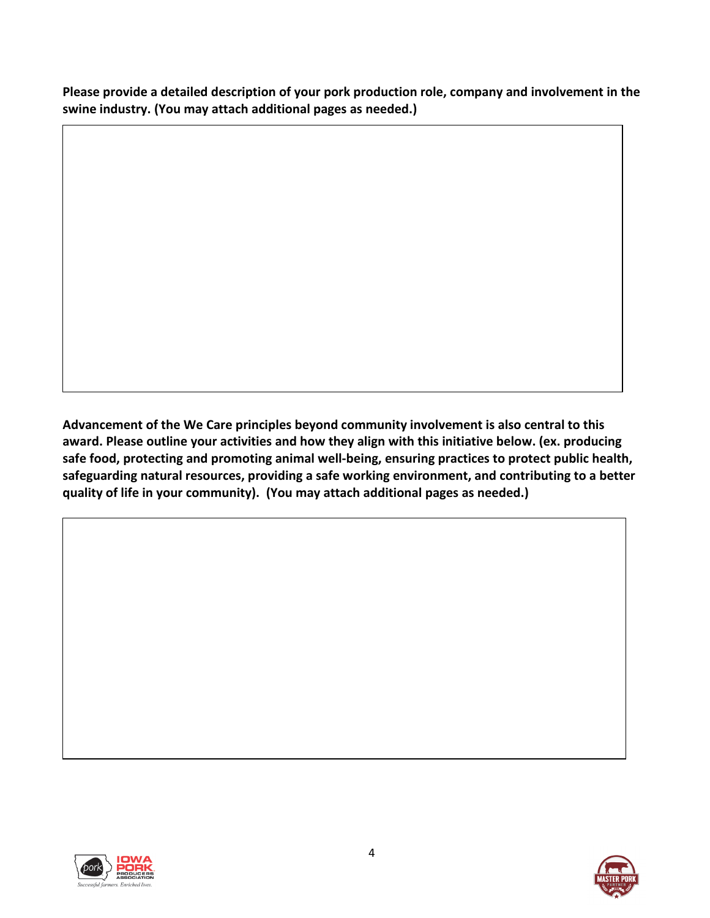**Please provide a detailed description of your pork production role, company and involvement in the swine industry. (You may attach additional pages as needed.)**

**Advancement of the We Care principles beyond community involvement is also central to this award. Please outline your activities and how they align with this initiative below. (ex. producing safe food, protecting and promoting animal well-being, ensuring practices to protect public health, safeguarding natural resources, providing a safe working environment, and contributing to a better quality of life in your community). (You may attach additional pages as needed.)**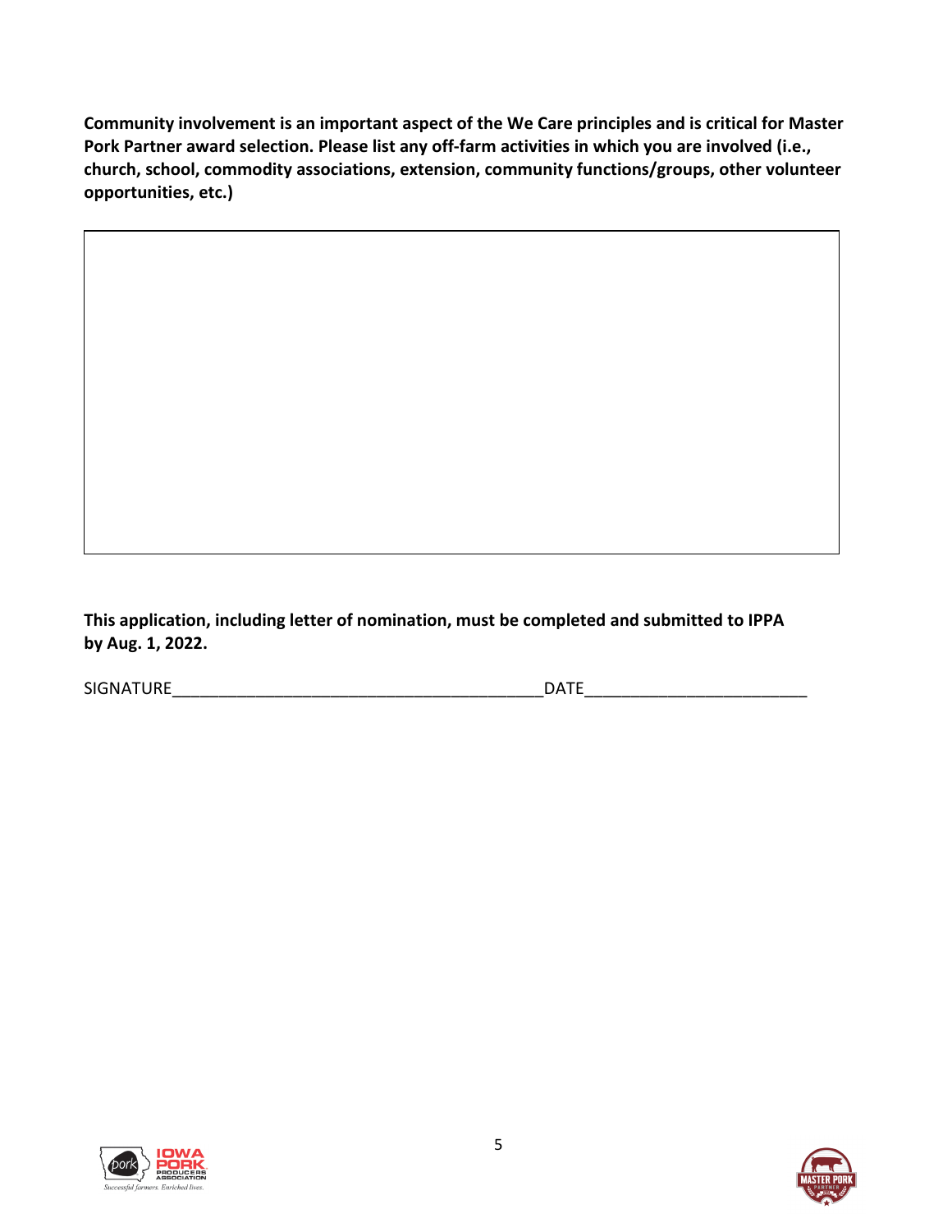**Community involvement is an important aspect of the We Care principles and is critical for Master Pork Partner award selection. Please list any off-farm activities in which you are involved (i.e., church, school, commodity associations, extension, community functions/groups, other volunteer opportunities, etc.)**

**This application, including letter of nomination, must be completed and submitted to IPPA by Aug. 1, 2022.**

SIGNATURE_________________________________________DATE________________________